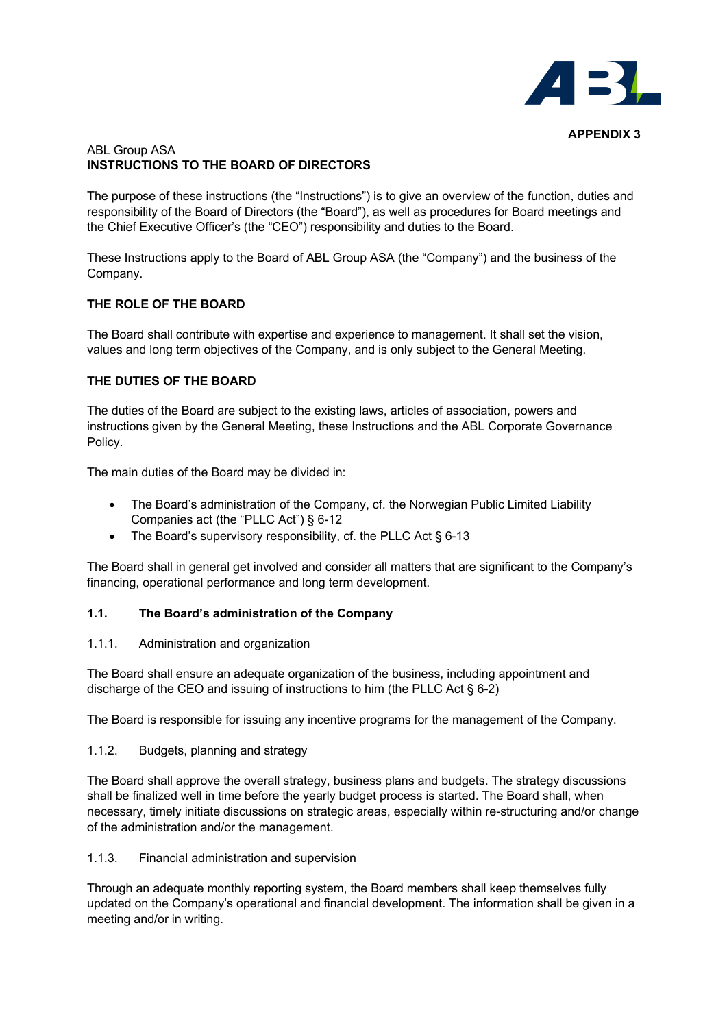**APPENDIX 3**

ABL Group ASA
**INSTRUCTIONS TO THE BOARD OF DIRECTORS**

The purpose of these instructions (the "Instructions") is to give an overview of the function, duties and responsibility of the Board of Directors (the "Board"), as well as procedures for Board meetings and the Chief Executive Officer's (the "CEO") responsibility and duties to the Board.

These Instructions apply to the Board of ABL Group ASA (the "Company") and the business of the Company.

## THE ROLE OF THE BOARD

The Board shall contribute with expertise and experience to management. It shall set the vision, values and long term objectives of the Company, and is only subject to the General Meeting.

## THE DUTIES OF THE BOARD

The duties of the Board are subject to the existing laws, articles of association, powers and instructions given by the General Meeting, these Instructions and the ABL Corporate Governance Policy.

The main duties of the Board may be divided in:

- The Board's administration of the Company, cf. the Norwegian Public Limited Liability Companies act (the "PLLC Act") § 6-12
- The Board's supervisory responsibility, cf. the PLLC Act § 6-13

The Board shall in general get involved and consider all matters that are significant to the Company's financing, operational performance and long term development.

### 1.1. The Board's administration of the Company

#### 1.1.1. Administration and organization

The Board shall ensure an adequate organization of the business, including appointment and discharge of the CEO and issuing of instructions to him (the PLLC Act § 6-2)

The Board is responsible for issuing any incentive programs for the management of the Company.

#### 1.1.2. Budgets, planning and strategy

The Board shall approve the overall strategy, business plans and budgets. The strategy discussions shall be finalized well in time before the yearly budget process is started. The Board shall, when necessary, timely initiate discussions on strategic areas, especially within re-structuring and/or change of the administration and/or the management.

#### 1.1.3. Financial administration and supervision

Through an adequate monthly reporting system, the Board members shall keep themselves fully updated on the Company's operational and financial development. The information shall be given in a meeting and/or in writing.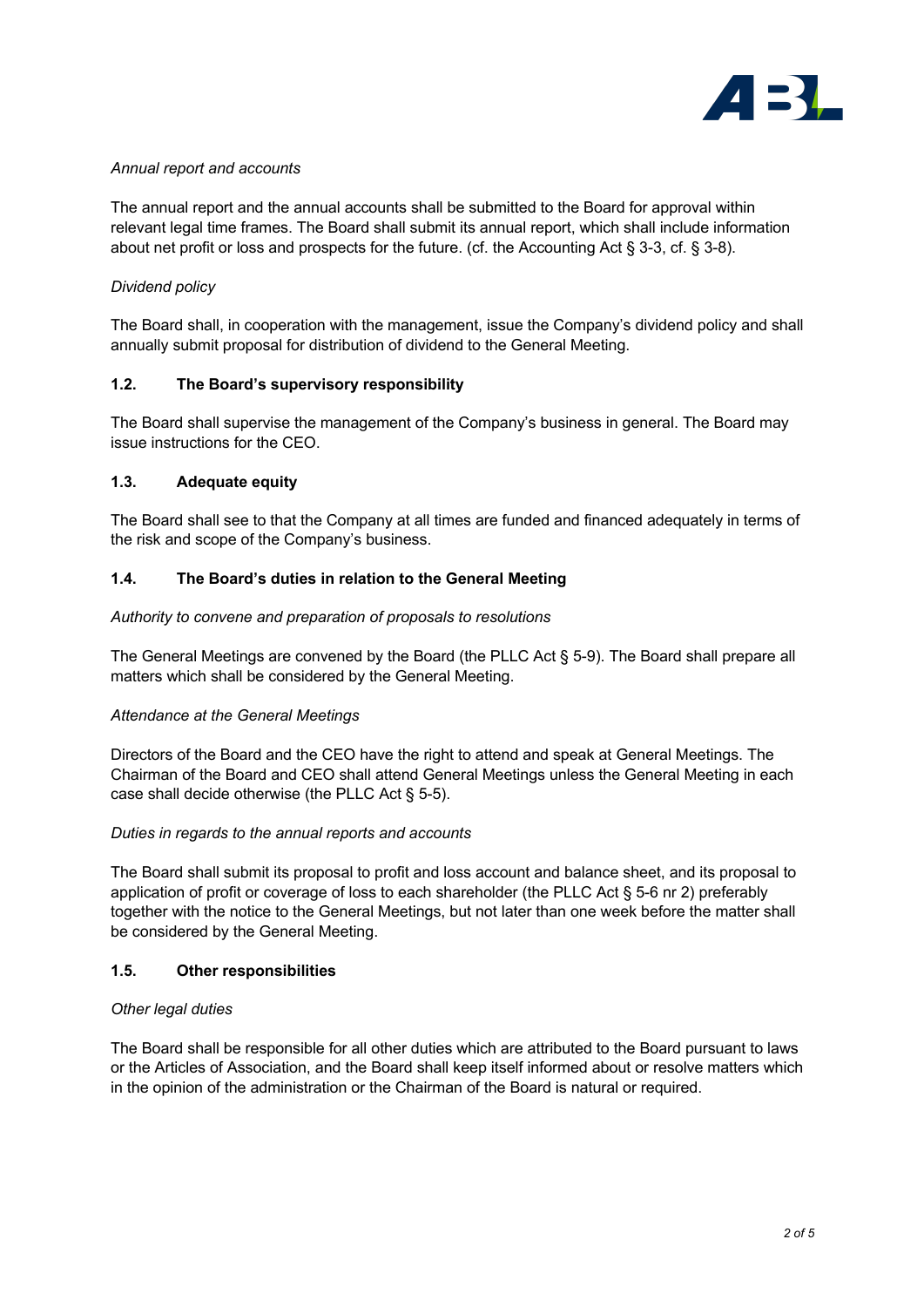*Annual report and accounts*

The annual report and the annual accounts shall be submitted to the Board for approval within relevant legal time frames. The Board shall submit its annual report, which shall include information about net profit or loss and prospects for the future. (cf. the Accounting Act § 3-3, cf. § 3-8).

*Dividend policy*

The Board shall, in cooperation with the management, issue the Company's dividend policy and shall annually submit proposal for distribution of dividend to the General Meeting.

### 1.2. The Board's supervisory responsibility

The Board shall supervise the management of the Company's business in general. The Board may issue instructions for the CEO.

### 1.3. Adequate equity

The Board shall see to that the Company at all times are funded and financed adequately in terms of the risk and scope of the Company's business.

### 1.4. The Board's duties in relation to the General Meeting

*Authority to convene and preparation of proposals to resolutions*

The General Meetings are convened by the Board (the PLLC Act § 5-9). The Board shall prepare all matters which shall be considered by the General Meeting.

*Attendance at the General Meetings*

Directors of the Board and the CEO have the right to attend and speak at General Meetings. The Chairman of the Board and CEO shall attend General Meetings unless the General Meeting in each case shall decide otherwise (the PLLC Act § 5-5).

*Duties in regards to the annual reports and accounts*

The Board shall submit its proposal to profit and loss account and balance sheet, and its proposal to application of profit or coverage of loss to each shareholder (the PLLC Act § 5-6 nr 2) preferably together with the notice to the General Meetings, but not later than one week before the matter shall be considered by the General Meeting.

### 1.5. Other responsibilities

*Other legal duties*

The Board shall be responsible for all other duties which are attributed to the Board pursuant to laws or the Articles of Association, and the Board shall keep itself informed about or resolve matters which in the opinion of the administration or the Chairman of the Board is natural or required.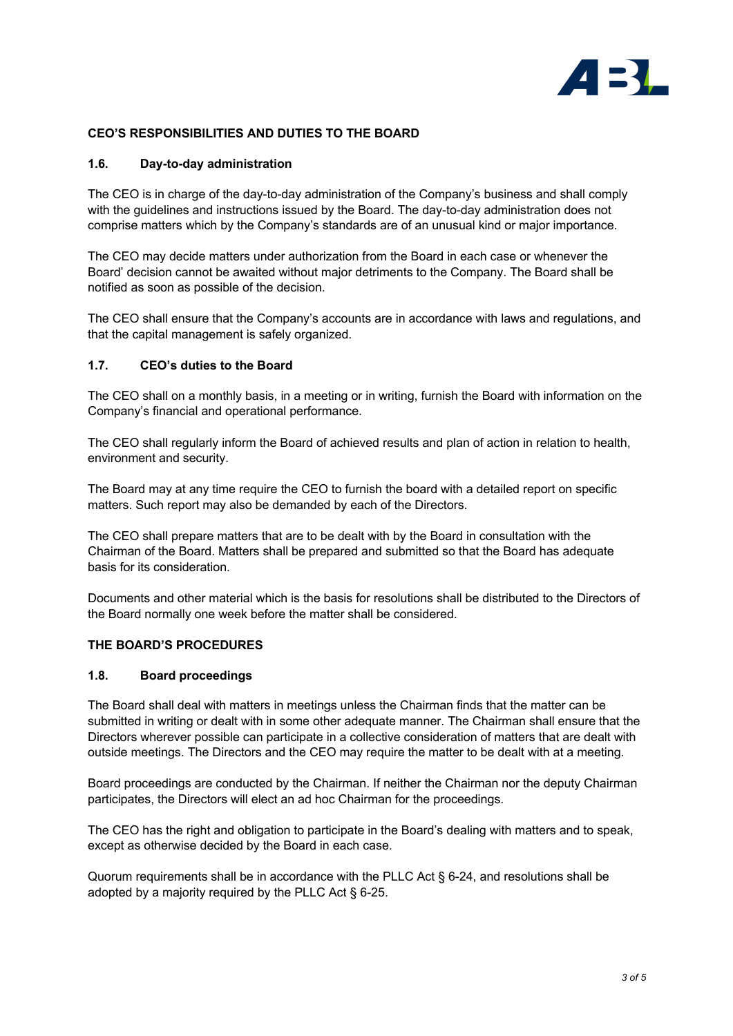## CEO'S RESPONSIBILITIES AND DUTIES TO THE BOARD

### 1.6. Day-to-day administration

The CEO is in charge of the day-to-day administration of the Company's business and shall comply with the guidelines and instructions issued by the Board. The day-to-day administration does not comprise matters which by the Company's standards are of an unusual kind or major importance.

The CEO may decide matters under authorization from the Board in each case or whenever the Board' decision cannot be awaited without major detriments to the Company. The Board shall be notified as soon as possible of the decision.

The CEO shall ensure that the Company's accounts are in accordance with laws and regulations, and that the capital management is safely organized.

### 1.7. CEO's duties to the Board

The CEO shall on a monthly basis, in a meeting or in writing, furnish the Board with information on the Company's financial and operational performance.

The CEO shall regularly inform the Board of achieved results and plan of action in relation to health, environment and security.

The Board may at any time require the CEO to furnish the board with a detailed report on specific matters. Such report may also be demanded by each of the Directors.

The CEO shall prepare matters that are to be dealt with by the Board in consultation with the Chairman of the Board. Matters shall be prepared and submitted so that the Board has adequate basis for its consideration.

Documents and other material which is the basis for resolutions shall be distributed to the Directors of the Board normally one week before the matter shall be considered.

## THE BOARD'S PROCEDURES

### 1.8. Board proceedings

The Board shall deal with matters in meetings unless the Chairman finds that the matter can be submitted in writing or dealt with in some other adequate manner. The Chairman shall ensure that the Directors wherever possible can participate in a collective consideration of matters that are dealt with outside meetings. The Directors and the CEO may require the matter to be dealt with at a meeting.

Board proceedings are conducted by the Chairman. If neither the Chairman nor the deputy Chairman participates, the Directors will elect an ad hoc Chairman for the proceedings.

The CEO has the right and obligation to participate in the Board's dealing with matters and to speak, except as otherwise decided by the Board in each case.

Quorum requirements shall be in accordance with the PLLC Act § 6-24, and resolutions shall be adopted by a majority required by the PLLC Act § 6-25.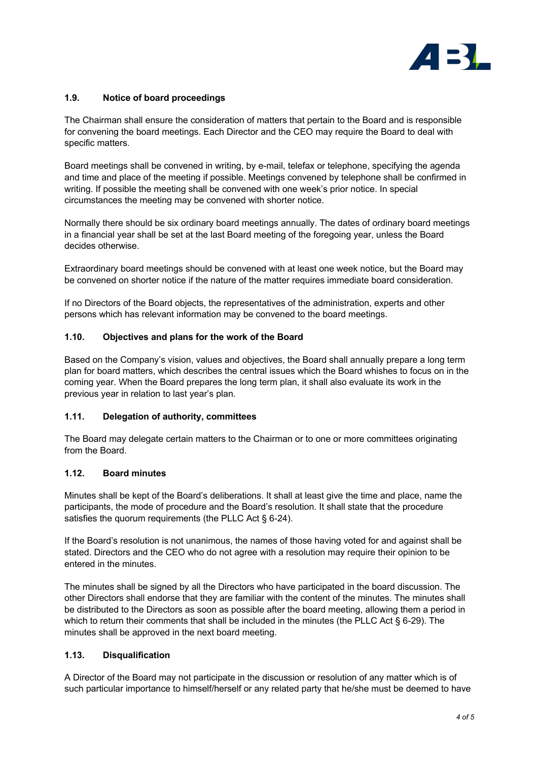### 1.9. Notice of board proceedings

The Chairman shall ensure the consideration of matters that pertain to the Board and is responsible for convening the board meetings. Each Director and the CEO may require the Board to deal with specific matters.

Board meetings shall be convened in writing, by e-mail, telefax or telephone, specifying the agenda and time and place of the meeting if possible. Meetings convened by telephone shall be confirmed in writing. If possible the meeting shall be convened with one week's prior notice. In special circumstances the meeting may be convened with shorter notice.

Normally there should be six ordinary board meetings annually. The dates of ordinary board meetings in a financial year shall be set at the last Board meeting of the foregoing year, unless the Board decides otherwise.

Extraordinary board meetings should be convened with at least one week notice, but the Board may be convened on shorter notice if the nature of the matter requires immediate board consideration.

If no Directors of the Board objects, the representatives of the administration, experts and other persons which has relevant information may be convened to the board meetings.

### 1.10. Objectives and plans for the work of the Board

Based on the Company's vision, values and objectives, the Board shall annually prepare a long term plan for board matters, which describes the central issues which the Board whishes to focus on in the coming year. When the Board prepares the long term plan, it shall also evaluate its work in the previous year in relation to last year's plan.

### 1.11. Delegation of authority, committees

The Board may delegate certain matters to the Chairman or to one or more committees originating from the Board.

### 1.12. Board minutes

Minutes shall be kept of the Board's deliberations. It shall at least give the time and place, name the participants, the mode of procedure and the Board's resolution. It shall state that the procedure satisfies the quorum requirements (the PLLC Act § 6-24).

If the Board's resolution is not unanimous, the names of those having voted for and against shall be stated. Directors and the CEO who do not agree with a resolution may require their opinion to be entered in the minutes.

The minutes shall be signed by all the Directors who have participated in the board discussion. The other Directors shall endorse that they are familiar with the content of the minutes. The minutes shall be distributed to the Directors as soon as possible after the board meeting, allowing them a period in which to return their comments that shall be included in the minutes (the PLLC Act § 6-29). The minutes shall be approved in the next board meeting.

### 1.13. Disqualification

A Director of the Board may not participate in the discussion or resolution of any matter which is of such particular importance to himself/herself or any related party that he/she must be deemed to have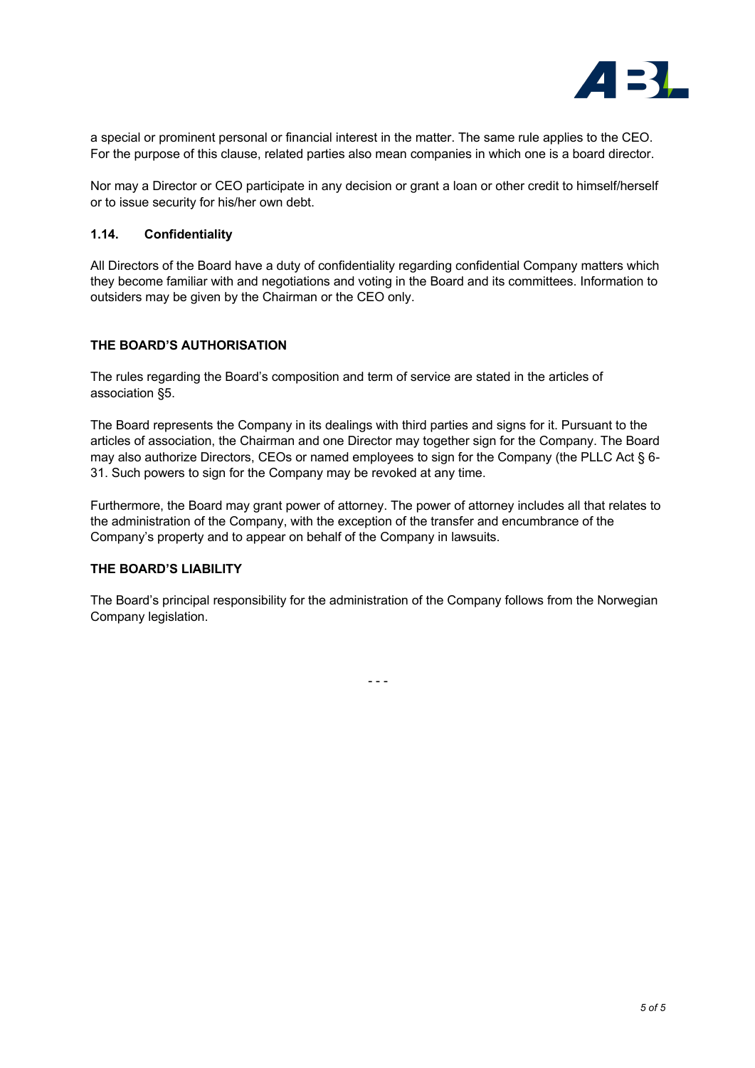a special or prominent personal or financial interest in the matter. The same rule applies to the CEO. For the purpose of this clause, related parties also mean companies in which one is a board director.

Nor may a Director or CEO participate in any decision or grant a loan or other credit to himself/herself or to issue security for his/her own debt.

### 1.14. Confidentiality

All Directors of the Board have a duty of confidentiality regarding confidential Company matters which they become familiar with and negotiations and voting in the Board and its committees. Information to outsiders may be given by the Chairman or the CEO only.

## THE BOARD'S AUTHORISATION

The rules regarding the Board's composition and term of service are stated in the articles of association §5.

The Board represents the Company in its dealings with third parties and signs for it. Pursuant to the articles of association, the Chairman and one Director may together sign for the Company. The Board may also authorize Directors, CEOs or named employees to sign for the Company (the PLLC Act § 6-31. Such powers to sign for the Company may be revoked at any time.

Furthermore, the Board may grant power of attorney. The power of attorney includes all that relates to the administration of the Company, with the exception of the transfer and encumbrance of the Company's property and to appear on behalf of the Company in lawsuits.

## THE BOARD'S LIABILITY

The Board's principal responsibility for the administration of the Company follows from the Norwegian Company legislation.

- - -